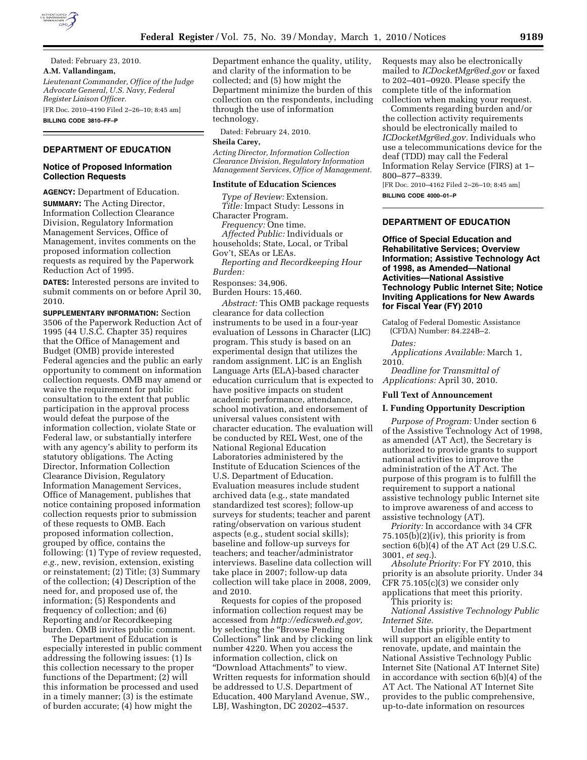Dated: February 23, 2010.

**A.M. Vallandingam,**

*Lieutenant Commander, Office of the Judge Advocate General, U.S. Navy, Federal Register Liaison Officer.*

[FR Doc. 2010–4190 Filed 2–26–10; 8:45 am]

**BILLING CODE 3810–FF–P**

## DEPARTMENT OF EDUCATION

### Notice of Proposed Information Collection Requests

**AGENCY:** Department of Education.

**SUMMARY:** The Acting Director, Information Collection Clearance Division, Regulatory Information Management Services, Office of Management, invites comments on the proposed information collection requests as required by the Paperwork Reduction Act of 1995.

**DATES:** Interested persons are invited to submit comments on or before April 30, 2010.

**SUPPLEMENTARY INFORMATION:** Section 3506 of the Paperwork Reduction Act of 1995 (44 U.S.C. Chapter 35) requires that the Office of Management and Budget (OMB) provide interested Federal agencies and the public an early opportunity to comment on information collection requests. OMB may amend or waive the requirement for public consultation to the extent that public participation in the approval process would defeat the purpose of the information collection, violate State or Federal law, or substantially interfere with any agency's ability to perform its statutory obligations. The Acting Director, Information Collection Clearance Division, Regulatory Information Management Services, Office of Management, publishes that notice containing proposed information collection requests prior to submission of these requests to OMB. Each proposed information collection, grouped by office, contains the following: (1) Type of review requested, *e.g.,* new, revision, extension, existing or reinstatement; (2) Title; (3) Summary of the collection; (4) Description of the need for, and proposed use of, the information; (5) Respondents and frequency of collection; and (6) Reporting and/or Recordkeeping burden. OMB invites public comment.

The Department of Education is especially interested in public comment addressing the following issues: (1) Is this collection necessary to the proper functions of the Department; (2) will this information be processed and used in a timely manner; (3) is the estimate of burden accurate; (4) how might the Department enhance the quality, utility, and clarity of the information to be collected; and (5) how might the Department minimize the burden of this collection on the respondents, including through the use of information technology.

Dated: February 24, 2010.

**Sheila Carey,**

*Acting Director, Information Collection Clearance Division, Regulatory Information Management Services, Office of Management.*

#### Institute of Education Sciences

*Type of Review:* Extension.

*Title:* Impact Study: Lessons in Character Program.

*Frequency:* One time.

*Affected Public:* Individuals or households; State, Local, or Tribal Gov't, SEAs or LEAs.

*Reporting and Recordkeeping Hour Burden:*

Responses: 34,906.

Burden Hours: 15,460.

*Abstract:* This OMB package requests clearance for data collection instruments to be used in a four-year evaluation of Lessons in Character (LIC) program. This study is based on an experimental design that utilizes the random assignment. LIC is an English Language Arts (ELA)-based character education curriculum that is expected to have positive impacts on student academic performance, attendance, school motivation, and endorsement of universal values consistent with character education. The evaluation will be conducted by REL West, one of the National Regional Education Laboratories administered by the Institute of Education Sciences of the U.S. Department of Education. Evaluation measures include student archived data (e.g., state mandated standardized test scores); follow-up surveys for students; teacher and parent rating/observation on various student aspects (e.g., student social skills); baseline and follow-up surveys for teachers; and teacher/administrator interviews. Baseline data collection will take place in 2007; follow-up data collection will take place in 2008, 2009, and 2010.

Requests for copies of the proposed information collection request may be accessed from *http://edicsweb.ed.gov,* by selecting the "Browse Pending Collections" link and by clicking on link number 4220. When you access the information collection, click on "Download Attachments" to view. Written requests for information should be addressed to U.S. Department of Education, 400 Maryland Avenue, SW., LBJ, Washington, DC 20202–4537. Requests may also be electronically mailed to *ICDocketMgr@ed.gov* or faxed to 202–401–0920. Please specify the complete title of the information collection when making your request.

Comments regarding burden and/or the collection activity requirements should be electronically mailed to *ICDocketMgr@ed.gov.* Individuals who use a telecommunications device for the deaf (TDD) may call the Federal Information Relay Service (FIRS) at 1–800–877–8339.

[FR Doc. 2010–4162 Filed 2–26–10; 8:45 am]

**BILLING CODE 4000–01–P**

## DEPARTMENT OF EDUCATION

### Office of Special Education and Rehabilitative Services; Overview Information; Assistive Technology Act of 1998, as Amended—National Activities—National Assistive Technology Public Internet Site; Notice Inviting Applications for New Awards for Fiscal Year (FY) 2010

Catalog of Federal Domestic Assistance (CFDA) Number: 84.224B–2.

*Dates:*

*Applications Available:* March 1, 2010.

*Deadline for Transmittal of Applications:* April 30, 2010.

#### Full Text of Announcement

#### I. Funding Opportunity Description

*Purpose of Program:* Under section 6 of the Assistive Technology Act of 1998, as amended (AT Act), the Secretary is authorized to provide grants to support national activities to improve the administration of the AT Act. The purpose of this program is to fulfill the requirement to support a national assistive technology public Internet site to improve awareness of and access to assistive technology (AT).

*Priority:* In accordance with 34 CFR 75.105(b)(2)(iv), this priority is from section 6(b)(4) of the AT Act (29 U.S.C. 3001, *et seq.*).

*Absolute Priority:* For FY 2010, this priority is an absolute priority. Under 34 CFR 75.105(c)(3) we consider only applications that meet this priority.

This priority is:

*National Assistive Technology Public Internet Site.*

Under this priority, the Department will support an eligible entity to renovate, update, and maintain the National Assistive Technology Public Internet Site (National AT Internet Site) in accordance with section 6(b)(4) of the AT Act. The National AT Internet Site provides to the public comprehensive, up-to-date information on resources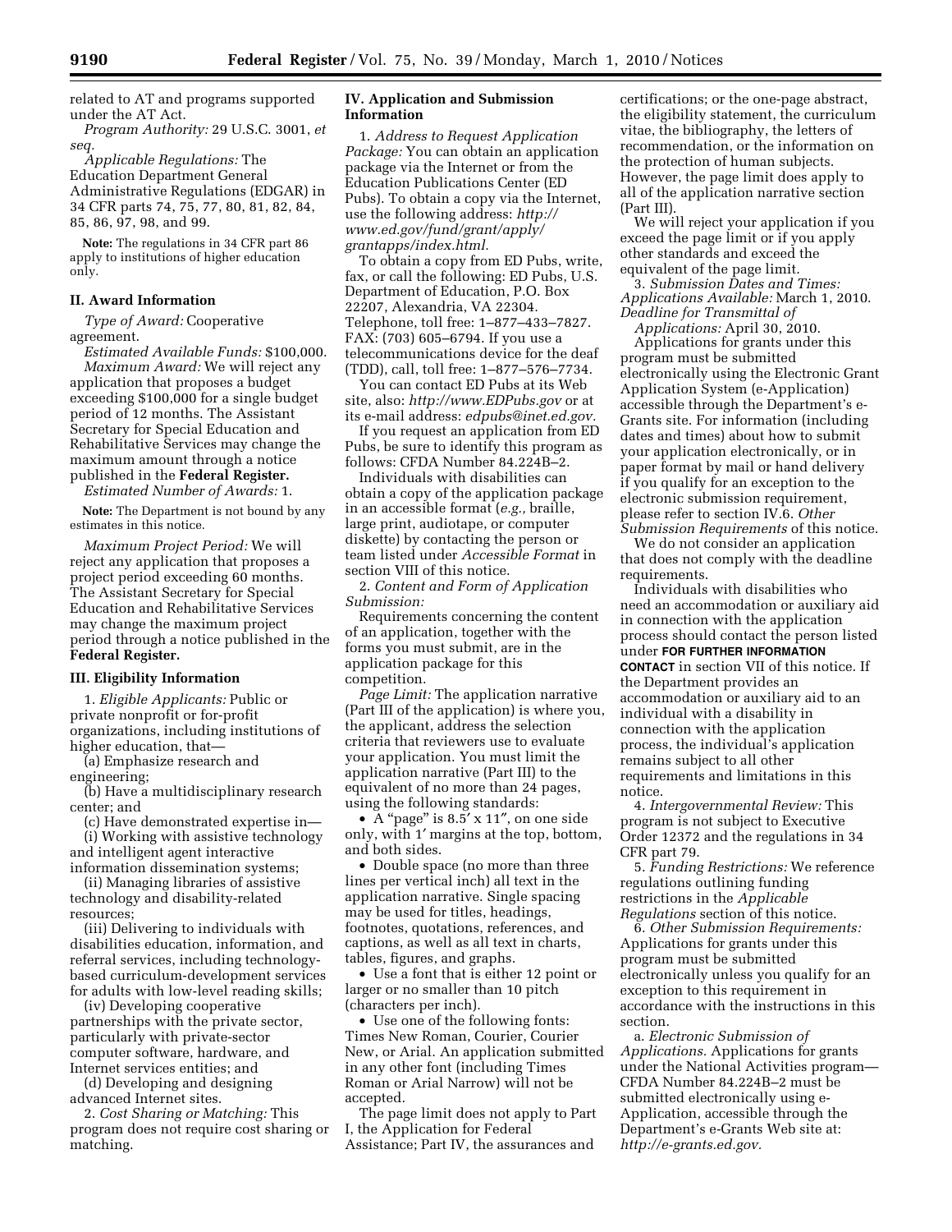related to AT and programs supported under the AT Act.

*Program Authority:* 29 U.S.C. 3001, *et seq.*

*Applicable Regulations:* The Education Department General Administrative Regulations (EDGAR) in 34 CFR parts 74, 75, 77, 80, 81, 82, 84, 85, 86, 97, 98, and 99.

**Note:** The regulations in 34 CFR part 86 apply to institutions of higher education only.

### II. Award Information

*Type of Award:* Cooperative agreement.

*Estimated Available Funds:* $100,000.

*Maximum Award:* We will reject any application that proposes a budget exceeding $100,000 for a single budget period of 12 months. The Assistant Secretary for Special Education and Rehabilitative Services may change the maximum amount through a notice published in the **Federal Register.**

*Estimated Number of Awards:* 1.

**Note:** The Department is not bound by any estimates in this notice.

*Maximum Project Period:* We will reject any application that proposes a project period exceeding 60 months. The Assistant Secretary for Special Education and Rehabilitative Services may change the maximum project period through a notice published in the **Federal Register.**

### III. Eligibility Information

1. *Eligible Applicants:* Public or private nonprofit or for-profit organizations, including institutions of higher education, that—

(a) Emphasize research and engineering;

(b) Have a multidisciplinary research center; and

(c) Have demonstrated expertise in—

(i) Working with assistive technology and intelligent agent interactive information dissemination systems;

(ii) Managing libraries of assistive technology and disability-related resources;

(iii) Delivering to individuals with disabilities education, information, and referral services, including technology-based curriculum-development services for adults with low-level reading skills;

(iv) Developing cooperative partnerships with the private sector, particularly with private-sector computer software, hardware, and Internet services entities; and

(d) Developing and designing advanced Internet sites.

2. *Cost Sharing or Matching:* This program does not require cost sharing or matching.

### IV. Application and Submission Information

1. *Address to Request Application Package:* You can obtain an application package via the Internet or from the Education Publications Center (ED Pubs). To obtain a copy via the Internet, use the following address: *http://www.ed.gov/fund/grant/apply/grantapps/index.html.*

To obtain a copy from ED Pubs, write, fax, or call the following: ED Pubs, U.S. Department of Education, P.O. Box 22207, Alexandria, VA 22304. Telephone, toll free: 1–877–433–7827. FAX: (703) 605–6794. If you use a telecommunications device for the deaf (TDD), call, toll free: 1–877–576–7734.

You can contact ED Pubs at its Web site, also: *http://www.EDPubs.gov* or at its e-mail address: *edpubs@inet.ed.gov.*

If you request an application from ED Pubs, be sure to identify this program as follows: CFDA Number 84.224B–2.

Individuals with disabilities can obtain a copy of the application package in an accessible format (*e.g.,* braille, large print, audiotape, or computer diskette) by contacting the person or team listed under *Accessible Format* in section VIII of this notice.

2. *Content and Form of Application Submission:*

Requirements concerning the content of an application, together with the forms you must submit, are in the application package for this competition.

*Page Limit:* The application narrative (Part III of the application) is where you, the applicant, address the selection criteria that reviewers use to evaluate your application. You must limit the application narrative (Part III) to the equivalent of no more than 24 pages, using the following standards:

- A "page" is 8.5″ x 11″, on one side only, with 1″ margins at the top, bottom, and both sides.
- Double space (no more than three lines per vertical inch) all text in the application narrative. Single spacing may be used for titles, headings, footnotes, quotations, references, and captions, as well as all text in charts, tables, figures, and graphs.
- Use a font that is either 12 point or larger or no smaller than 10 pitch (characters per inch).
- Use one of the following fonts: Times New Roman, Courier, Courier New, or Arial. An application submitted in any other font (including Times Roman or Arial Narrow) will not be accepted.

The page limit does not apply to Part I, the Application for Federal Assistance; Part IV, the assurances and certifications; or the one-page abstract, the eligibility statement, the curriculum vitae, the bibliography, the letters of recommendation, or the information on the protection of human subjects. However, the page limit does apply to all of the application narrative section (Part III).

We will reject your application if you exceed the page limit or if you apply other standards and exceed the equivalent of the page limit.

3. *Submission Dates and Times: Applications Available:* March 1, 2010. *Deadline for Transmittal of Applications:* April 30, 2010.

Applications for grants under this program must be submitted electronically using the Electronic Grant Application System (e-Application) accessible through the Department's e-Grants site. For information (including dates and times) about how to submit your application electronically, or in paper format by mail or hand delivery if you qualify for an exception to the electronic submission requirement, please refer to section IV.6. *Other Submission Requirements* of this notice.

We do not consider an application that does not comply with the deadline requirements.

Individuals with disabilities who need an accommodation or auxiliary aid in connection with the application process should contact the person listed under **FOR FURTHER INFORMATION CONTACT** in section VII of this notice. If the Department provides an accommodation or auxiliary aid to an individual with a disability in connection with the application process, the individual's application remains subject to all other requirements and limitations in this notice.

4. *Intergovernmental Review:* This program is not subject to Executive Order 12372 and the regulations in 34 CFR part 79.

5. *Funding Restrictions:* We reference regulations outlining funding restrictions in the *Applicable Regulations* section of this notice.

6. *Other Submission Requirements:* Applications for grants under this program must be submitted electronically unless you qualify for an exception to this requirement in accordance with the instructions in this section.

a. *Electronic Submission of Applications.* Applications for grants under the National Activities program—CFDA Number 84.224B–2 must be submitted electronically using e-Application, accessible through the Department's e-Grants Web site at: *http://e-grants.ed.gov.*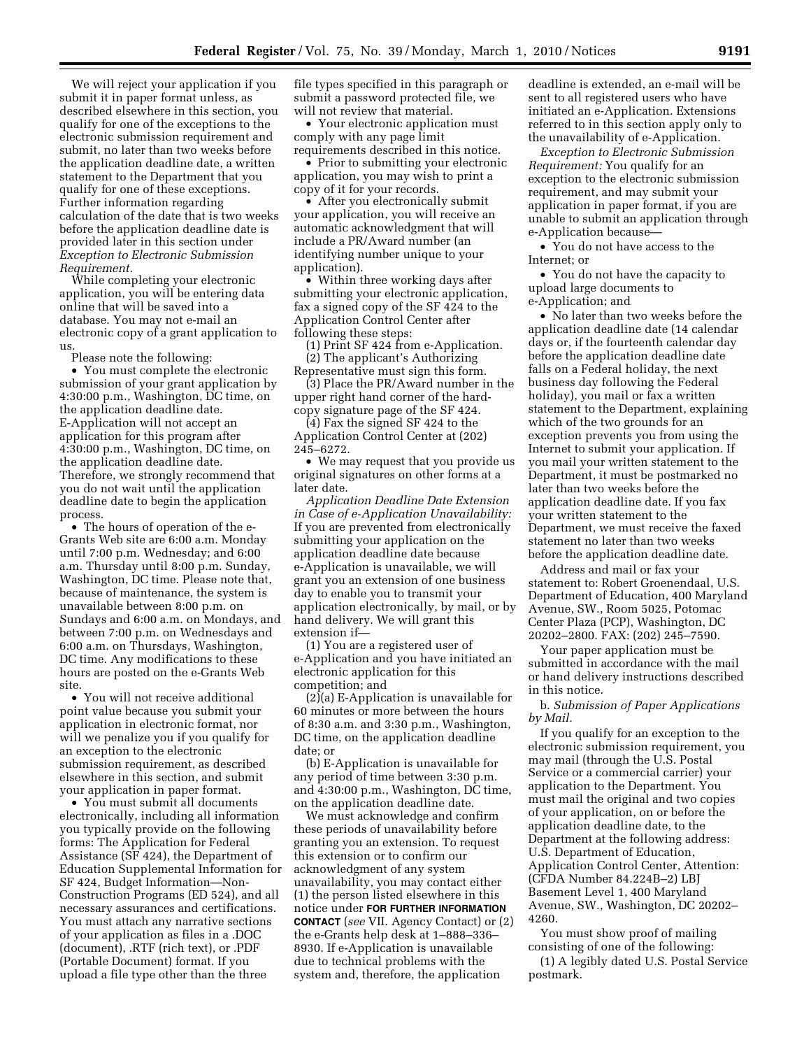We will reject your application if you submit it in paper format unless, as described elsewhere in this section, you qualify for one of the exceptions to the electronic submission requirement and submit, no later than two weeks before the application deadline date, a written statement to the Department that you qualify for one of these exceptions. Further information regarding calculation of the date that is two weeks before the application deadline date is provided later in this section under *Exception to Electronic Submission Requirement.*

While completing your electronic application, you will be entering data online that will be saved into a database. You may not e-mail an electronic copy of a grant application to us.

Please note the following:

- You must complete the electronic submission of your grant application by 4:30:00 p.m., Washington, DC time, on the application deadline date. E-Application will not accept an application for this program after 4:30:00 p.m., Washington, DC time, on the application deadline date. Therefore, we strongly recommend that you do not wait until the application deadline date to begin the application process.
- The hours of operation of the e-Grants Web site are 6:00 a.m. Monday until 7:00 p.m. Wednesday; and 6:00 a.m. Thursday until 8:00 p.m. Sunday, Washington, DC time. Please note that, because of maintenance, the system is unavailable between 8:00 p.m. on Sundays and 6:00 a.m. on Mondays, and between 7:00 p.m. on Wednesdays and 6:00 a.m. on Thursdays, Washington, DC time. Any modifications to these hours are posted on the e-Grants Web site.
- You will not receive additional point value because you submit your application in electronic format, nor will we penalize you if you qualify for an exception to the electronic submission requirement, as described elsewhere in this section, and submit your application in paper format.
- You must submit all documents electronically, including all information you typically provide on the following forms: The Application for Federal Assistance (SF 424), the Department of Education Supplemental Information for SF 424, Budget Information—Non-Construction Programs (ED 524), and all necessary assurances and certifications. You must attach any narrative sections of your application as files in a .DOC (document), .RTF (rich text), or .PDF (Portable Document) format. If you upload a file type other than the three file types specified in this paragraph or submit a password protected file, we will not review that material.
- Your electronic application must comply with any page limit requirements described in this notice.
- Prior to submitting your electronic application, you may wish to print a copy of it for your records.
- After you electronically submit your application, you will receive an automatic acknowledgment that will include a PR/Award number (an identifying number unique to your application).
- Within three working days after submitting your electronic application, fax a signed copy of the SF 424 to the Application Control Center after following these steps:

(1) Print SF 424 from e-Application.

(2) The applicant's Authorizing Representative must sign this form.

(3) Place the PR/Award number in the upper right hand corner of the hard-copy signature page of the SF 424.

(4) Fax the signed SF 424 to the Application Control Center at (202) 245–6272.

- We may request that you provide us original signatures on other forms at a later date.

*Application Deadline Date Extension in Case of e-Application Unavailability:* If you are prevented from electronically submitting your application on the application deadline date because e-Application is unavailable, we will grant you an extension of one business day to enable you to transmit your application electronically, by mail, or by hand delivery. We will grant this extension if—

(1) You are a registered user of e-Application and you have initiated an electronic application for this competition; and

(2)(a) E-Application is unavailable for 60 minutes or more between the hours of 8:30 a.m. and 3:30 p.m., Washington, DC time, on the application deadline date; or

(b) E-Application is unavailable for any period of time between 3:30 p.m. and 4:30:00 p.m., Washington, DC time, on the application deadline date.

We must acknowledge and confirm these periods of unavailability before granting you an extension. To request this extension or to confirm our acknowledgment of any system unavailability, you may contact either (1) the person listed elsewhere in this notice under **FOR FURTHER INFORMATION CONTACT** (*see* VII. Agency Contact) or (2) the e-Grants help desk at 1–888–336–8930. If e-Application is unavailable due to technical problems with the system and, therefore, the application deadline is extended, an e-mail will be sent to all registered users who have initiated an e-Application. Extensions referred to in this section apply only to the unavailability of e-Application.

*Exception to Electronic Submission Requirement:* You qualify for an exception to the electronic submission requirement, and may submit your application in paper format, if you are unable to submit an application through e-Application because—

- You do not have access to the Internet; or
- You do not have the capacity to upload large documents to e-Application; and
- No later than two weeks before the application deadline date (14 calendar days or, if the fourteenth calendar day before the application deadline date falls on a Federal holiday, the next business day following the Federal holiday), you mail or fax a written statement to the Department, explaining which of the two grounds for an exception prevents you from using the Internet to submit your application. If you mail your written statement to the Department, it must be postmarked no later than two weeks before the application deadline date. If you fax your written statement to the Department, we must receive the faxed statement no later than two weeks before the application deadline date.

Address and mail or fax your statement to: Robert Groenendaal, U.S. Department of Education, 400 Maryland Avenue, SW., Room 5025, Potomac Center Plaza (PCP), Washington, DC 20202–2800. FAX: (202) 245–7590.

Your paper application must be submitted in accordance with the mail or hand delivery instructions described in this notice.

b. *Submission of Paper Applications by Mail.*

If you qualify for an exception to the electronic submission requirement, you may mail (through the U.S. Postal Service or a commercial carrier) your application to the Department. You must mail the original and two copies of your application, on or before the application deadline date, to the Department at the following address: U.S. Department of Education, Application Control Center, Attention: (CFDA Number 84.224B–2) LBJ Basement Level 1, 400 Maryland Avenue, SW., Washington, DC 20202–4260.

You must show proof of mailing consisting of one of the following:

(1) A legibly dated U.S. Postal Service postmark.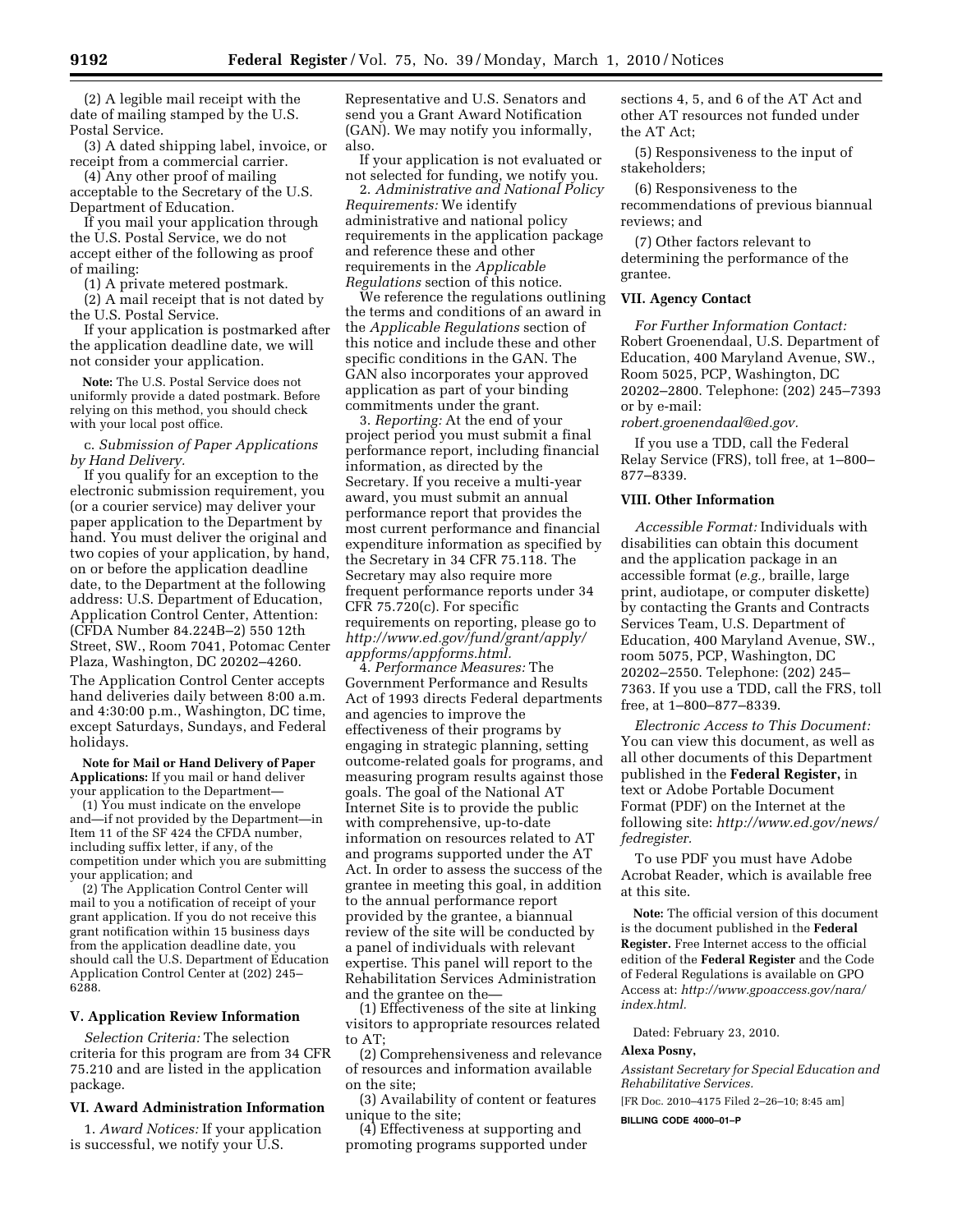(2) A legible mail receipt with the date of mailing stamped by the U.S. Postal Service.

(3) A dated shipping label, invoice, or receipt from a commercial carrier.

(4) Any other proof of mailing acceptable to the Secretary of the U.S. Department of Education.

If you mail your application through the U.S. Postal Service, we do not accept either of the following as proof of mailing:

(1) A private metered postmark.

(2) A mail receipt that is not dated by the U.S. Postal Service.

If your application is postmarked after the application deadline date, we will not consider your application.

**Note:** The U.S. Postal Service does not uniformly provide a dated postmark. Before relying on this method, you should check with your local post office.

c. *Submission of Paper Applications by Hand Delivery.*

If you qualify for an exception to the electronic submission requirement, you (or a courier service) may deliver your paper application to the Department by hand. You must deliver the original and two copies of your application, by hand, on or before the application deadline date, to the Department at the following address: U.S. Department of Education, Application Control Center, Attention: (CFDA Number 84.224B–2) 550 12th Street, SW., Room 7041, Potomac Center Plaza, Washington, DC 20202–4260.

The Application Control Center accepts hand deliveries daily between 8:00 a.m. and 4:30:00 p.m., Washington, DC time, except Saturdays, Sundays, and Federal holidays.

**Note for Mail or Hand Delivery of Paper Applications:** If you mail or hand deliver your application to the Department—

(1) You must indicate on the envelope and—if not provided by the Department—in Item 11 of the SF 424 the CFDA number, including suffix letter, if any, of the competition under which you are submitting your application; and

(2) The Application Control Center will mail to you a notification of receipt of your grant application. If you do not receive this grant notification within 15 business days from the application deadline date, you should call the U.S. Department of Education Application Control Center at (202) 245–6288.

## V. Application Review Information

*Selection Criteria:* The selection criteria for this program are from 34 CFR 75.210 and are listed in the application package.

## VI. Award Administration Information

1. *Award Notices:* If your application is successful, we notify your U.S. Representative and U.S. Senators and send you a Grant Award Notification (GAN). We may notify you informally, also.

If your application is not evaluated or not selected for funding, we notify you.

2. *Administrative and National Policy Requirements:* We identify administrative and national policy requirements in the application package and reference these and other requirements in the *Applicable Regulations* section of this notice.

We reference the regulations outlining the terms and conditions of an award in the *Applicable Regulations* section of this notice and include these and other specific conditions in the GAN. The GAN also incorporates your approved application as part of your binding commitments under the grant.

3. *Reporting:* At the end of your project period you must submit a final performance report, including financial information, as directed by the Secretary. If you receive a multi-year award, you must submit an annual performance report that provides the most current performance and financial expenditure information as specified by the Secretary in 34 CFR 75.118. The Secretary may also require more frequent performance reports under 34 CFR 75.720(c). For specific requirements on reporting, please go to *http://www.ed.gov/fund/grant/apply/appforms/appforms.html.*

4. *Performance Measures:* The Government Performance and Results Act of 1993 directs Federal departments and agencies to improve the effectiveness of their programs by engaging in strategic planning, setting outcome-related goals for programs, and measuring program results against those goals. The goal of the National AT Internet Site is to provide the public with comprehensive, up-to-date information on resources related to AT and programs supported under the AT Act. In order to assess the success of the grantee in meeting this goal, in addition to the annual performance report provided by the grantee, a biannual review of the site will be conducted by a panel of individuals with relevant expertise. This panel will report to the Rehabilitation Services Administration and the grantee on the—

(1) Effectiveness of the site at linking visitors to appropriate resources related to AT;

(2) Comprehensiveness and relevance of resources and information available on the site;

(3) Availability of content or features unique to the site;

(4) Effectiveness at supporting and promoting programs supported under sections 4, 5, and 6 of the AT Act and other AT resources not funded under the AT Act;

(5) Responsiveness to the input of stakeholders;

(6) Responsiveness to the recommendations of previous biannual reviews; and

(7) Other factors relevant to determining the performance of the grantee.

## VII. Agency Contact

*For Further Information Contact:* Robert Groenendaal, U.S. Department of Education, 400 Maryland Avenue, SW., Room 5025, PCP, Washington, DC 20202–2800. Telephone: (202) 245–7393 or by e-mail: *robert.groenendaal@ed.gov.*

If you use a TDD, call the Federal Relay Service (FRS), toll free, at 1–800–877–8339.

## VIII. Other Information

*Accessible Format:* Individuals with disabilities can obtain this document and the application package in an accessible format (*e.g.,* braille, large print, audiotape, or computer diskette) by contacting the Grants and Contracts Services Team, U.S. Department of Education, 400 Maryland Avenue, SW., room 5075, PCP, Washington, DC 20202–2550. Telephone: (202) 245–7363. If you use a TDD, call the FRS, toll free, at 1–800–877–8339.

*Electronic Access to This Document:* You can view this document, as well as all other documents of this Department published in the **Federal Register,** in text or Adobe Portable Document Format (PDF) on the Internet at the following site: *http://www.ed.gov/news/fedregister.*

To use PDF you must have Adobe Acrobat Reader, which is available free at this site.

**Note:** The official version of this document is the document published in the **Federal Register.** Free Internet access to the official edition of the **Federal Register** and the Code of Federal Regulations is available on GPO Access at: *http://www.gpoaccess.gov/nara/index.html.*

Dated: February 23, 2010.

**Alexa Posny,**

*Assistant Secretary for Special Education and Rehabilitative Services.*

[FR Doc. 2010–4175 Filed 2–26–10; 8:45 am]

**BILLING CODE 4000–01–P**